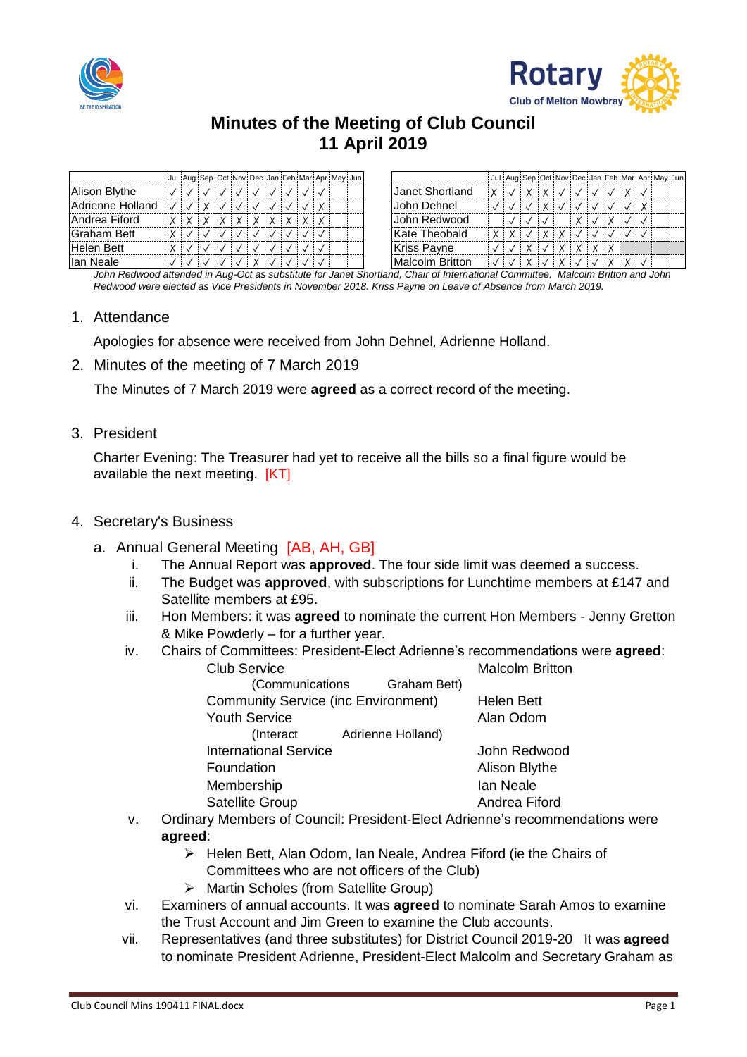# Minutes of the Meeting of Club Council
## 11 April 2019

| | Jul | Aug | Sep | Oct | Nov | Dec | Jan | Feb | Mar | Apr | May | Jun |
|---|---|---|---|---|---|---|---|---|---|---|---|---|
| Alison Blythe | ✓ | ✓ | ✓ | ✓ | ✓ | ✓ | ✓ | ✓ | ✓ | ✓ | | |
| Adrienne Holland | ✓ | ✓ | X | ✓ | ✓ | ✓ | ✓ | ✓ | ✓ | X | | |
| Andrea Fiford | X | X | X | X | X | X | X | X | X | X | | |
| Graham Bett | X | ✓ | ✓ | ✓ | ✓ | ✓ | ✓ | ✓ | ✓ | ✓ | | |
| Helen Bett | X | ✓ | ✓ | ✓ | ✓ | ✓ | ✓ | ✓ | ✓ | ✓ | | |
| Ian Neale | ✓ | ✓ | ✓ | ✓ | ✓ | X | ✓ | ✓ | ✓ | ✓ | | |

| | Jul | Aug | Sep | Oct | Nov | Dec | Jan | Feb | Mar | Apr | May | Jun |
|---|---|---|---|---|---|---|---|---|---|---|---|---|
| Janet Shortland | X | ✓ | X | X | ✓ | ✓ | ✓ | ✓ | X | ✓ | | |
| John Dehnel | ✓ | ✓ | ✓ | X | ✓ | ✓ | ✓ | ✓ | ✓ | X | | |
| John Redwood | | ✓ | ✓ | ✓ | | X | ✓ | X | ✓ | ✓ | | |
| Kate Theobald | X | X | ✓ | X | X | ✓ | ✓ | ✓ | ✓ | ✓ | | |
| Kriss Payne | ✓ | ✓ | X | ✓ | X | X | X | X | | | | |
| Malcolm Britton | ✓ | ✓ | X | ✓ | X | ✓ | ✓ | X | X | ✓ | | |

*John Redwood attended in Aug-Oct as substitute for Janet Shortland, Chair of International Committee. Malcolm Britton and John Redwood were elected as Vice Presidents in November 2018. Kriss Payne on Leave of Absence from March 2019.*

1. Attendance

   Apologies for absence were received from John Dehnel, Adrienne Holland.

2. Minutes of the meeting of 7 March 2019

   The Minutes of 7 March 2019 were **agreed** as a correct record of the meeting.

3. President

   Charter Evening: The Treasurer had yet to receive all the bills so a final figure would be available the next meeting. [KT]

4. Secretary's Business

   a. Annual General Meeting [AB, AH, GB]

      i. The Annual Report was **approved**. The four side limit was deemed a success.

      ii. The Budget was **approved**, with subscriptions for Lunchtime members at £147 and Satellite members at £95.

      iii. Hon Members: it was **agreed** to nominate the current Hon Members - Jenny Gretton & Mike Powderly – for a further year.

      iv. Chairs of Committees: President-Elect Adrienne's recommendations were **agreed**:

         | | |
         |---|---|
         | Club Service | Malcolm Britton |
         | (Communications Graham Bett) | |
         | Community Service (inc Environment) | Helen Bett |
         | Youth Service | Alan Odom |
         | (Interact Adrienne Holland) | |
         | International Service | John Redwood |
         | Foundation | Alison Blythe |
         | Membership | Ian Neale |
         | Satellite Group | Andrea Fiford |

      v. Ordinary Members of Council: President-Elect Adrienne's recommendations were **agreed**:
         - Helen Bett, Alan Odom, Ian Neale, Andrea Fiford (ie the Chairs of Committees who are not officers of the Club)
         - Martin Scholes (from Satellite Group)

      vi. Examiners of annual accounts. It was **agreed** to nominate Sarah Amos to examine the Trust Account and Jim Green to examine the Club accounts.

      vii. Representatives (and three substitutes) for District Council 2019-20 It was **agreed** to nominate President Adrienne, President-Elect Malcolm and Secretary Graham as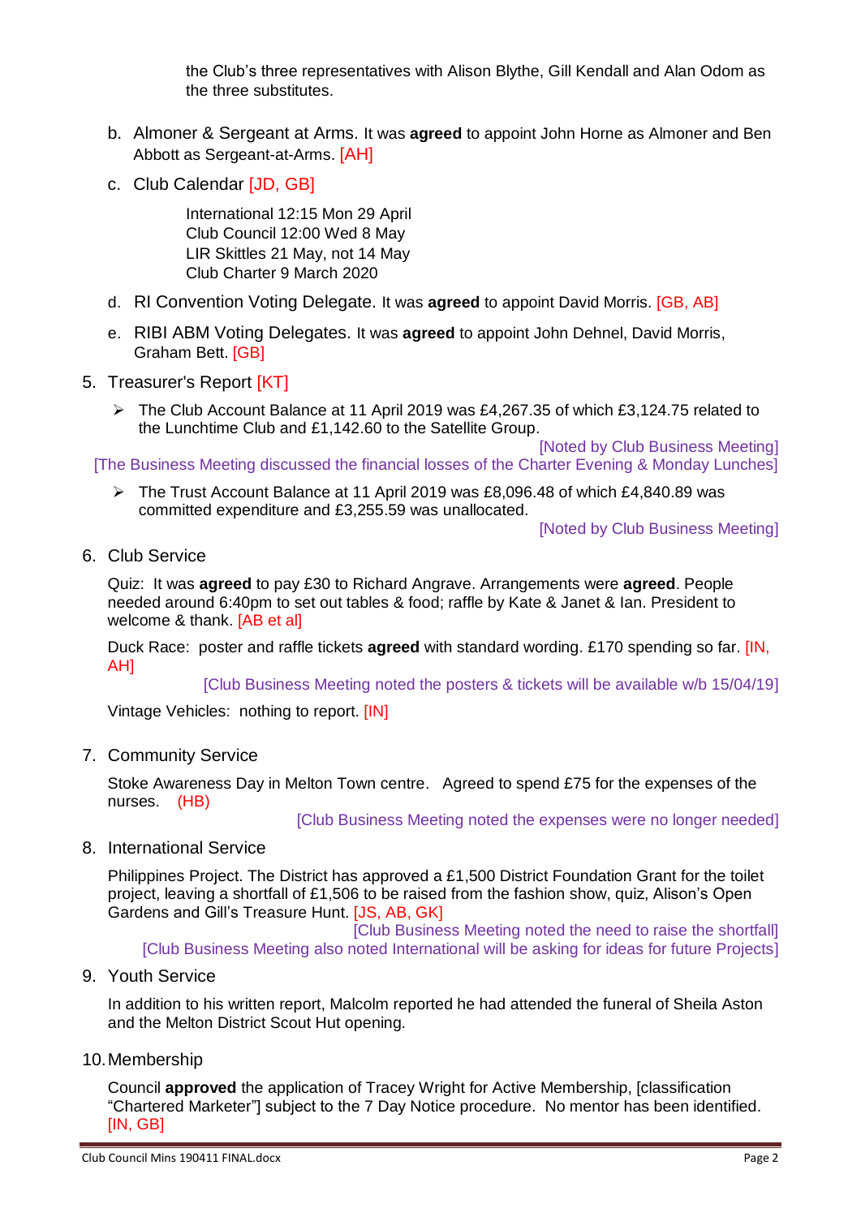the Club's three representatives with Alison Blythe, Gill Kendall and Alan Odom as the three substitutes.

b. Almoner & Sergeant at Arms. It was **agreed** to appoint John Horne as Almoner and Ben Abbott as Sergeant-at-Arms. [AH]

c. Club Calendar [JD, GB]

   International 12:15 Mon 29 April
   Club Council 12:00 Wed 8 May
   LIR Skittles 21 May, not 14 May
   Club Charter 9 March 2020

d. RI Convention Voting Delegate. It was **agreed** to appoint David Morris. [GB, AB]

e. RIBI ABM Voting Delegates. It was **agreed** to appoint John Dehnel, David Morris, Graham Bett. [GB]

5. Treasurer's Report [KT]

   - The Club Account Balance at 11 April 2019 was £4,267.35 of which £3,124.75 related to the Lunchtime Club and £1,142.60 to the Satellite Group.

   [Noted by Club Business Meeting]

   [The Business Meeting discussed the financial losses of the Charter Evening & Monday Lunches]

   - The Trust Account Balance at 11 April 2019 was £8,096.48 of which £4,840.89 was committed expenditure and £3,255.59 was unallocated.

   [Noted by Club Business Meeting]

6. Club Service

   Quiz: It was **agreed** to pay £30 to Richard Angrave. Arrangements were **agreed**. People needed around 6:40pm to set out tables & food; raffle by Kate & Janet & Ian. President to welcome & thank. [AB et al]

   Duck Race: poster and raffle tickets **agreed** with standard wording. £170 spending so far. [IN, AH]

   [Club Business Meeting noted the posters & tickets will be available w/b 15/04/19]

   Vintage Vehicles: nothing to report. [IN]

7. Community Service

   Stoke Awareness Day in Melton Town centre. Agreed to spend £75 for the expenses of the nurses. (HB)

   [Club Business Meeting noted the expenses were no longer needed]

8. International Service

   Philippines Project. The District has approved a £1,500 District Foundation Grant for the toilet project, leaving a shortfall of £1,506 to be raised from the fashion show, quiz, Alison's Open Gardens and Gill's Treasure Hunt. [JS, AB, GK]

   [Club Business Meeting noted the need to raise the shortfall]

   [Club Business Meeting also noted International will be asking for ideas for future Projects]

9. Youth Service

   In addition to his written report, Malcolm reported he had attended the funeral of Sheila Aston and the Melton District Scout Hut opening.

10. Membership

    Council **approved** the application of Tracey Wright for Active Membership, [classification "Chartered Marketer"] subject to the 7 Day Notice procedure. No mentor has been identified. [IN, GB]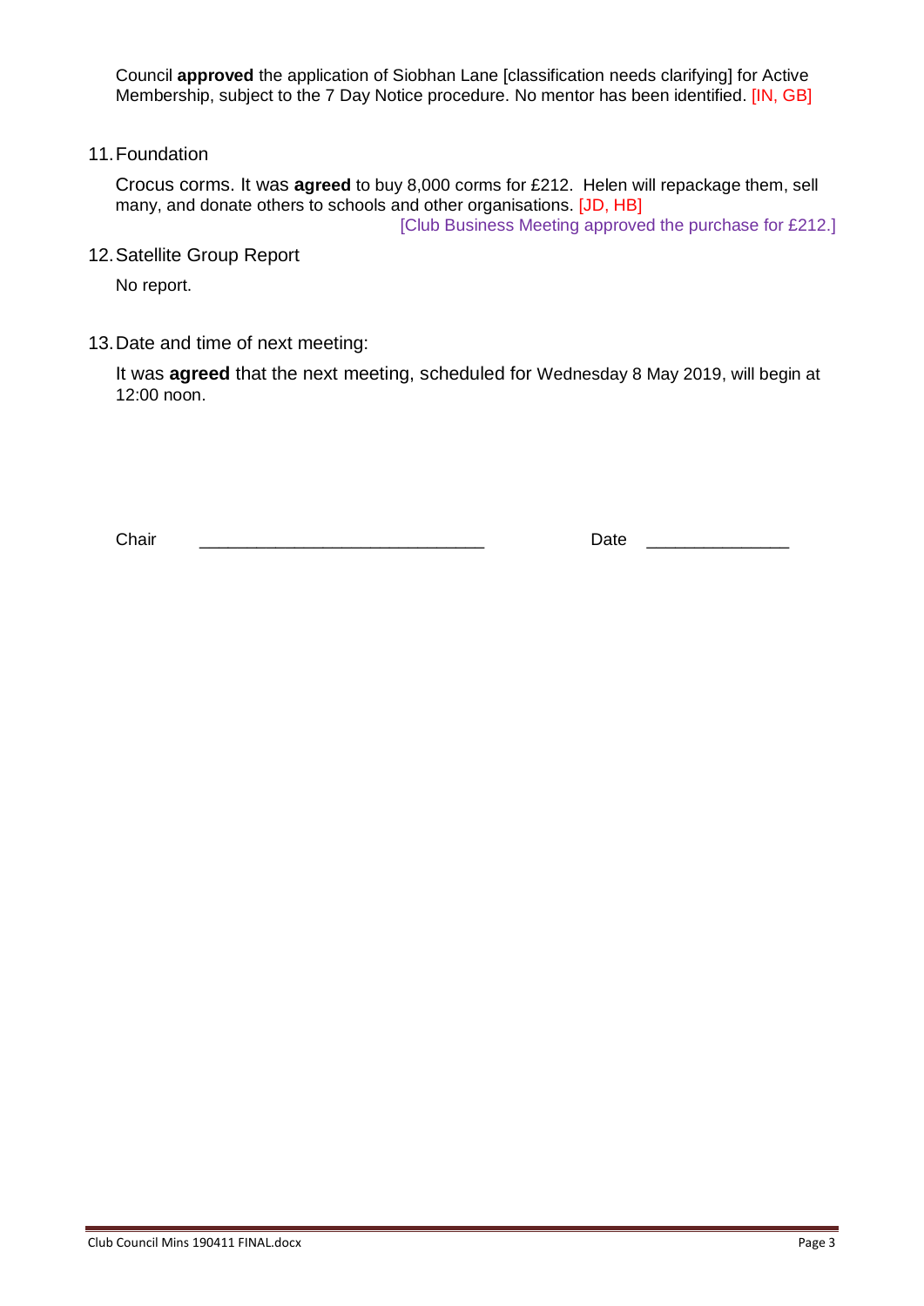Council **approved** the application of Siobhan Lane [classification needs clarifying] for Active Membership, subject to the 7 Day Notice procedure. No mentor has been identified. [IN, GB]

11. Foundation

Crocus corms. It was **agreed** to buy 8,000 corms for £212. Helen will repackage them, sell many, and donate others to schools and other organisations. [JD, HB]

[Club Business Meeting approved the purchase for £212.]

12. Satellite Group Report

No report.

13. Date and time of next meeting:

It was **agreed** that the next meeting, scheduled for Wednesday 8 May 2019, will begin at 12:00 noon.

Chair \_\_\_\_\_\_\_\_\_\_\_\_\_\_\_\_\_\_\_\_\_\_\_\_\_\_\_\_\_\_ Date \_\_\_\_\_\_\_\_\_\_\_\_\_\_\_